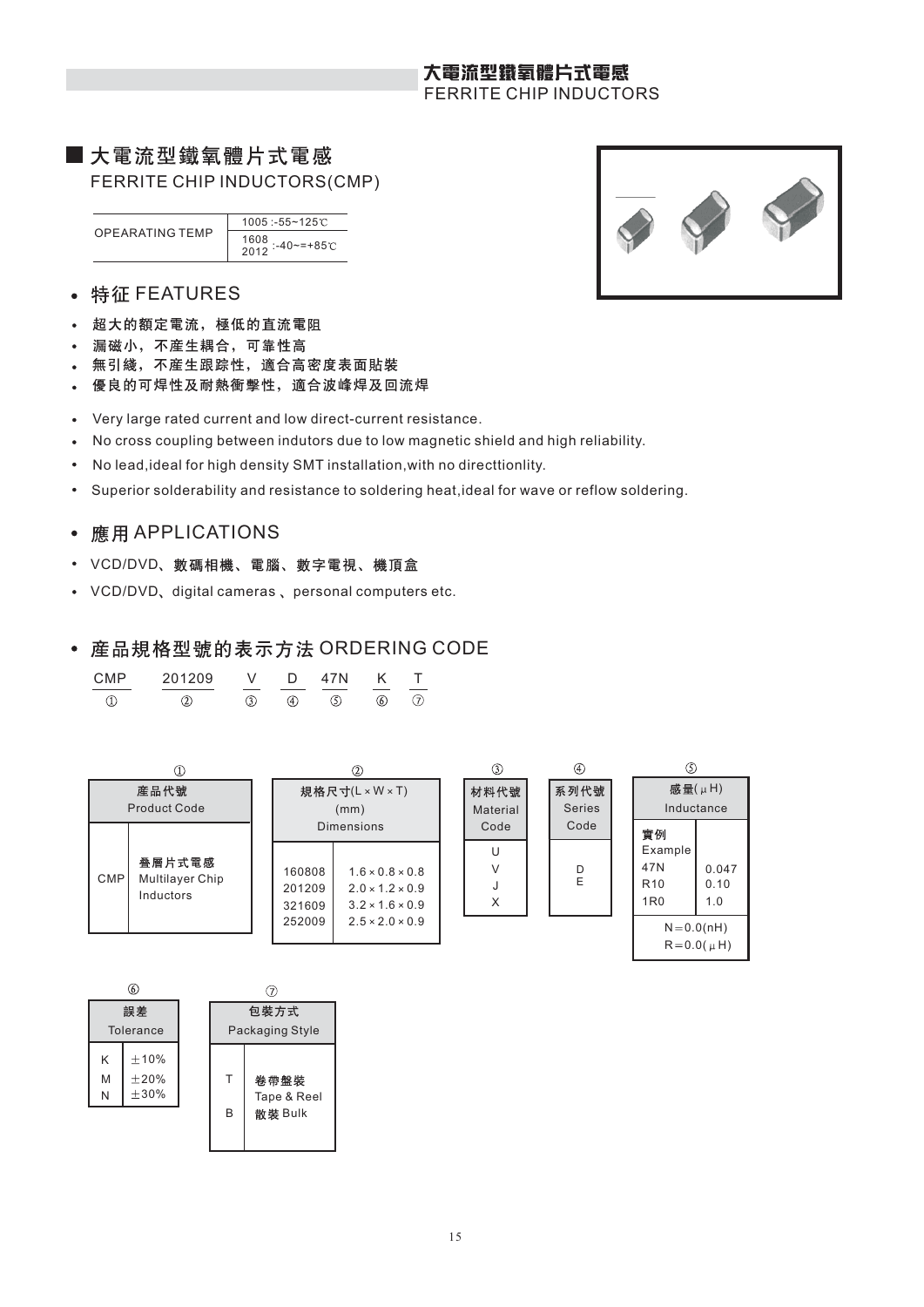# 大電流型鐵氧體片式電感

FERRITE CHIP INDUCTORS(CMP)

| OPEARATING TEMP | 1005 :-55~125℃ |
|---|---|
| | 1608 2012 :-40~=+85℃ |

## • 特征 FEATURES

- 超大的額定電流，極低的直流電阻
- 漏磁小，不産生耦合，可靠性高
- 無引綫，不産生跟踪性，適合高密度表面貼裝
- 優良的可焊性及耐熱衝擊性，適合波峰焊及回流焊

- Very large rated current and low direct-current resistance.
- No cross coupling between indutors due to low magnetic shield and high reliability.
- No lead,ideal for high density SMT installation,with no directtionlity.
- Superior solderability and resistance to soldering heat,ideal for wave or reflow soldering.

## • 應用 APPLICATIONS

- VCD/DVD、數碼相機、電腦、數字電視、機頂盒
- VCD/DVD、digital cameras 、personal computers etc.

## • 産品規格型號的表示方法 ORDERING CODE

| CMP | 201209 | V | D | 47N | K | T |
|---|---|---|---|---|---|---|
| ① | ② | ③ | ④ | ⑤ | ⑥ | ⑦ |

①

| 産品代號 Product Code | |
|---|---|
| CMP | 叠層片式電感 Multilayer Chip Inductors |

②

| 規格尺寸(L×W×T) (mm) Dimensions | |
|---|---|
| 160808 | 1.6×0.8×0.8 |
| 201209 | 2.0×1.2×0.9 |
| 321609 | 3.2×1.6×0.9 |
| 252009 | 2.5×2.0×0.9 |

③

| 材料代號 Material Code |
|---|
| U |
| V |
| J |
| X |

④

| 系列代號 Series Code |
|---|
| D |
| E |

⑤

| 感量(μH) Inductance | |
|---|---|
| 實例 Example | |
| 47N | 0.047 |
| R10 | 0.10 |
| 1R0 | 1.0 |
| N=0.0(nH) R=0.0(μH) | |

⑥

| 誤差 Tolerance | |
|---|---|
| K | ±10% |
| M | ±20% |
| N | ±30% |

⑦

| 包裝方式 Packaging Style | |
|---|---|
| T | 卷帶盤裝 Tape & Reel |
| B | 散裝 Bulk |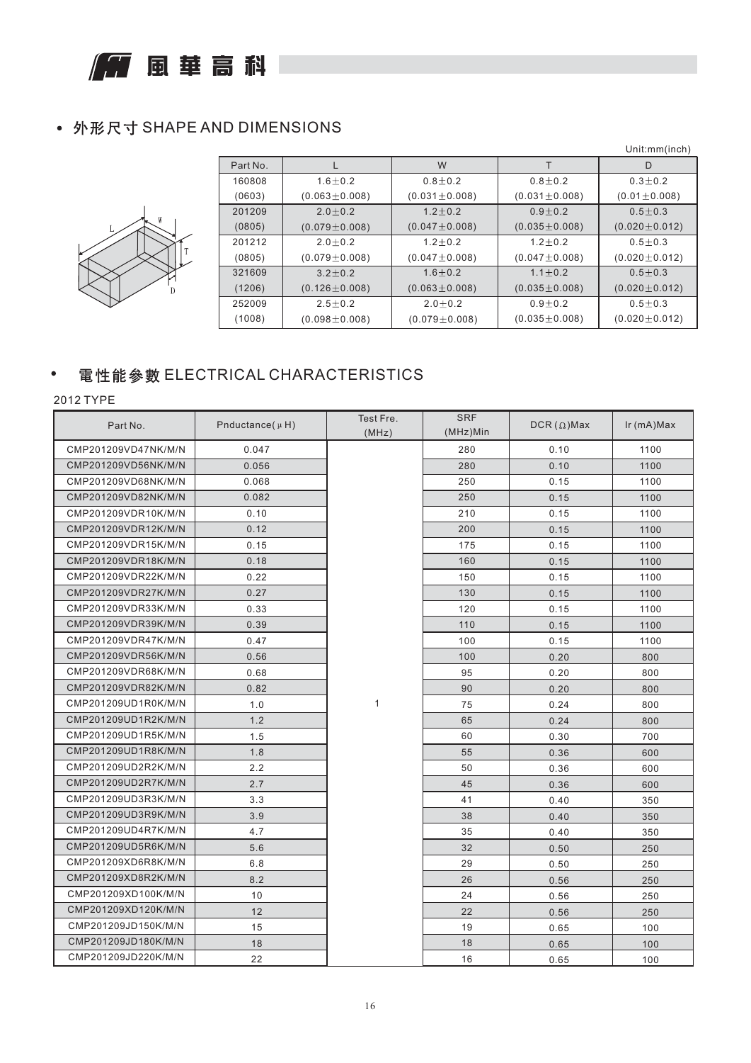## • 外形尺寸 SHAPE AND DIMENSIONS

Unit:mm(inch)

| Part No. | L | W | T | D |
|---|---|---|---|---|
| 160808<br>(0603) | 1.6±0.2<br>(0.063±0.008) | 0.8±0.2<br>(0.031±0.008) | 0.8±0.2<br>(0.031±0.008) | 0.3±0.2<br>(0.01±0.008) |
| 201209<br>(0805) | 2.0±0.2<br>(0.079±0.008) | 1.2±0.2<br>(0.047±0.008) | 0.9±0.2<br>(0.035±0.008) | 0.5±0.3<br>(0.020±0.012) |
| 201212<br>(0805) | 2.0±0.2<br>(0.079±0.008) | 1.2±0.2<br>(0.047±0.008) | 1.2±0.2<br>(0.047±0.008) | 0.5±0.3<br>(0.020±0.012) |
| 321609<br>(1206) | 3.2±0.2<br>(0.126±0.008) | 1.6±0.2<br>(0.063±0.008) | 1.1±0.2<br>(0.035±0.008) | 0.5±0.3<br>(0.020±0.012) |
| 252009<br>(1008) | 2.5±0.2<br>(0.098±0.008) | 2.0±0.2<br>(0.079±0.008) | 0.9±0.2<br>(0.035±0.008) | 0.5±0.3<br>(0.020±0.012) |

## • 電性能參數 ELECTRICAL CHARACTERISTICS

2012 TYPE

| Part No. | Pnductance(μH) | Test Fre. (MHz) | SRF (MHz)Min | DCR (Ω)Max | Ir (mA)Max |
|---|---|---|---|---|---|
| CMP201209VD47NK/M/N | 0.047 | 1 | 280 | 0.10 | 1100 |
| CMP201209VD56NK/M/N | 0.056 | | 280 | 0.10 | 1100 |
| CMP201209VD68NK/M/N | 0.068 | | 250 | 0.15 | 1100 |
| CMP201209VD82NK/M/N | 0.082 | | 250 | 0.15 | 1100 |
| CMP201209VDR10K/M/N | 0.10 | | 210 | 0.15 | 1100 |
| CMP201209VDR12K/M/N | 0.12 | | 200 | 0.15 | 1100 |
| CMP201209VDR15K/M/N | 0.15 | | 175 | 0.15 | 1100 |
| CMP201209VDR18K/M/N | 0.18 | | 160 | 0.15 | 1100 |
| CMP201209VDR22K/M/N | 0.22 | | 150 | 0.15 | 1100 |
| CMP201209VDR27K/M/N | 0.27 | | 130 | 0.15 | 1100 |
| CMP201209VDR33K/M/N | 0.33 | | 120 | 0.15 | 1100 |
| CMP201209VDR39K/M/N | 0.39 | | 110 | 0.15 | 1100 |
| CMP201209VDR47K/M/N | 0.47 | | 100 | 0.15 | 1100 |
| CMP201209VDR56K/M/N | 0.56 | | 100 | 0.20 | 800 |
| CMP201209VDR68K/M/N | 0.68 | | 95 | 0.20 | 800 |
| CMP201209VDR82K/M/N | 0.82 | | 90 | 0.20 | 800 |
| CMP201209UD1R0K/M/N | 1.0 | | 75 | 0.24 | 800 |
| CMP201209UD1R2K/M/N | 1.2 | | 65 | 0.24 | 800 |
| CMP201209UD1R5K/M/N | 1.5 | | 60 | 0.30 | 700 |
| CMP201209UD1R8K/M/N | 1.8 | | 55 | 0.36 | 600 |
| CMP201209UD2R2K/M/N | 2.2 | | 50 | 0.36 | 600 |
| CMP201209UD2R7K/M/N | 2.7 | | 45 | 0.36 | 600 |
| CMP201209UD3R3K/M/N | 3.3 | | 41 | 0.40 | 350 |
| CMP201209UD3R9K/M/N | 3.9 | | 38 | 0.40 | 350 |
| CMP201209UD4R7K/M/N | 4.7 | | 35 | 0.40 | 350 |
| CMP201209UD5R6K/M/N | 5.6 | | 32 | 0.50 | 250 |
| CMP201209XD6R8K/M/N | 6.8 | | 29 | 0.50 | 250 |
| CMP201209XD8R2K/M/N | 8.2 | | 26 | 0.56 | 250 |
| CMP201209XD100K/M/N | 10 | | 24 | 0.56 | 250 |
| CMP201209XD120K/M/N | 12 | | 22 | 0.56 | 250 |
| CMP201209JD150K/M/N | 15 | | 19 | 0.65 | 100 |
| CMP201209JD180K/M/N | 18 | | 18 | 0.65 | 100 |
| CMP201209JD220K/M/N | 22 | | 16 | 0.65 | 100 |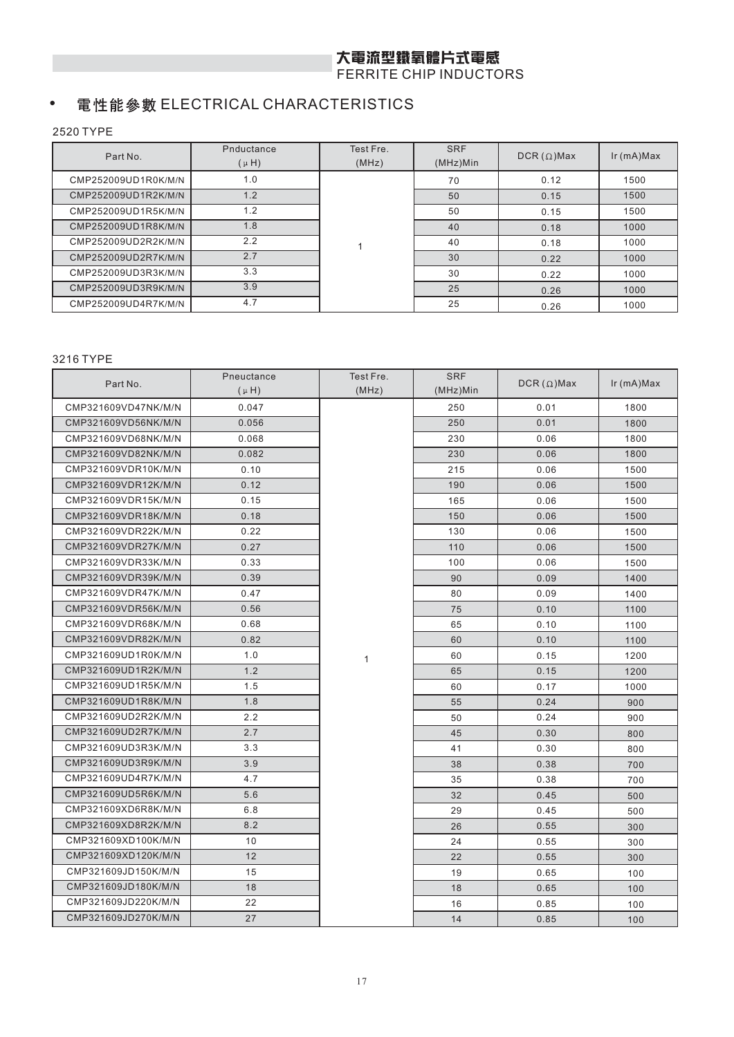# 大電流型鐵氧體片式電感
FERRITE CHIP INDUCTORS

## • 電性能參數 ELECTRICAL CHARACTERISTICS

### 2520 TYPE

| Part No. | Pnductance (μH) | Test Fre. (MHz) | SRF (MHz)Min | DCR (Ω)Max | Ir (mA)Max |
|---|---|---|---|---|---|
| CMP252009UD1R0K/M/N | 1.0 | 1 | 70 | 0.12 | 1500 |
| CMP252009UD1R2K/M/N | 1.2 | | 50 | 0.15 | 1500 |
| CMP252009UD1R5K/M/N | 1.2 | | 50 | 0.15 | 1500 |
| CMP252009UD1R8K/M/N | 1.8 | | 40 | 0.18 | 1000 |
| CMP252009UD2R2K/M/N | 2.2 | | 40 | 0.18 | 1000 |
| CMP252009UD2R7K/M/N | 2.7 | | 30 | 0.22 | 1000 |
| CMP252009UD3R3K/M/N | 3.3 | | 30 | 0.22 | 1000 |
| CMP252009UD3R9K/M/N | 3.9 | | 25 | 0.26 | 1000 |
| CMP252009UD4R7K/M/N | 4.7 | | 25 | 0.26 | 1000 |

### 3216 TYPE

| Part No. | Pneuctance (μH) | Test Fre. (MHz) | SRF (MHz)Min | DCR (Ω)Max | Ir (mA)Max |
|---|---|---|---|---|---|
| CMP321609VD47NK/M/N | 0.047 | 1 | 250 | 0.01 | 1800 |
| CMP321609VD56NK/M/N | 0.056 | | 250 | 0.01 | 1800 |
| CMP321609VD68NK/M/N | 0.068 | | 230 | 0.06 | 1800 |
| CMP321609VD82NK/M/N | 0.082 | | 230 | 0.06 | 1800 |
| CMP321609VDR10K/M/N | 0.10 | | 215 | 0.06 | 1500 |
| CMP321609VDR12K/M/N | 0.12 | | 190 | 0.06 | 1500 |
| CMP321609VDR15K/M/N | 0.15 | | 165 | 0.06 | 1500 |
| CMP321609VDR18K/M/N | 0.18 | | 150 | 0.06 | 1500 |
| CMP321609VDR22K/M/N | 0.22 | | 130 | 0.06 | 1500 |
| CMP321609VDR27K/M/N | 0.27 | | 110 | 0.06 | 1500 |
| CMP321609VDR33K/M/N | 0.33 | | 100 | 0.06 | 1500 |
| CMP321609VDR39K/M/N | 0.39 | | 90 | 0.09 | 1400 |
| CMP321609VDR47K/M/N | 0.47 | | 80 | 0.09 | 1400 |
| CMP321609VDR56K/M/N | 0.56 | | 75 | 0.10 | 1100 |
| CMP321609VDR68K/M/N | 0.68 | | 65 | 0.10 | 1100 |
| CMP321609VDR82K/M/N | 0.82 | | 60 | 0.10 | 1100 |
| CMP321609UD1R0K/M/N | 1.0 | | 60 | 0.15 | 1200 |
| CMP321609UD1R2K/M/N | 1.2 | | 65 | 0.15 | 1200 |
| CMP321609UD1R5K/M/N | 1.5 | | 60 | 0.17 | 1000 |
| CMP321609UD1R8K/M/N | 1.8 | | 55 | 0.24 | 900 |
| CMP321609UD2R2K/M/N | 2.2 | | 50 | 0.24 | 900 |
| CMP321609UD2R7K/M/N | 2.7 | | 45 | 0.30 | 800 |
| CMP321609UD3R3K/M/N | 3.3 | | 41 | 0.30 | 800 |
| CMP321609UD3R9K/M/N | 3.9 | | 38 | 0.38 | 700 |
| CMP321609UD4R7K/M/N | 4.7 | | 35 | 0.38 | 700 |
| CMP321609UD5R6K/M/N | 5.6 | | 32 | 0.45 | 500 |
| CMP321609XD6R8K/M/N | 6.8 | | 29 | 0.45 | 500 |
| CMP321609XD8R2K/M/N | 8.2 | | 26 | 0.55 | 300 |
| CMP321609XD100K/M/N | 10 | | 24 | 0.55 | 300 |
| CMP321609XD120K/M/N | 12 | | 22 | 0.55 | 300 |
| CMP321609JD150K/M/N | 15 | | 19 | 0.65 | 100 |
| CMP321609JD180K/M/N | 18 | | 18 | 0.65 | 100 |
| CMP321609JD220K/M/N | 22 | | 16 | 0.85 | 100 |
| CMP321609JD270K/M/N | 27 | | 14 | 0.85 | 100 |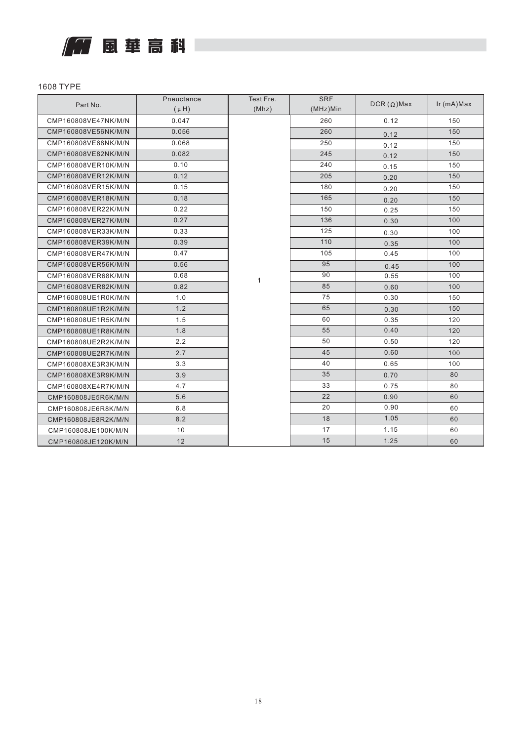1608 TYPE

| Part No. | Pneuctance ( μ H) | Test Fre. (Mhz) | SRF (MHz)Min | DCR (Ω)Max | Ir (mA)Max |
|---|---|---|---|---|---|
| CMP160808VE47NK/M/N | 0.047 | 1 | 260 | 0.12 | 150 |
| CMP160808VE56NK/M/N | 0.056 | | 260 | 0.12 | 150 |
| CMP160808VE68NK/M/N | 0.068 | | 250 | 0.12 | 150 |
| CMP160808VE82NK/M/N | 0.082 | | 245 | 0.12 | 150 |
| CMP160808VER10K/M/N | 0.10 | | 240 | 0.15 | 150 |
| CMP160808VER12K/M/N | 0.12 | | 205 | 0.20 | 150 |
| CMP160808VER15K/M/N | 0.15 | | 180 | 0.20 | 150 |
| CMP160808VER18K/M/N | 0.18 | | 165 | 0.20 | 150 |
| CMP160808VER22K/M/N | 0.22 | | 150 | 0.25 | 150 |
| CMP160808VER27K/M/N | 0.27 | | 136 | 0.30 | 100 |
| CMP160808VER33K/M/N | 0.33 | | 125 | 0.30 | 100 |
| CMP160808VER39K/M/N | 0.39 | | 110 | 0.35 | 100 |
| CMP160808VER47K/M/N | 0.47 | | 105 | 0.45 | 100 |
| CMP160808VER56K/M/N | 0.56 | | 95 | 0.45 | 100 |
| CMP160808VER68K/M/N | 0.68 | | 90 | 0.55 | 100 |
| CMP160808VER82K/M/N | 0.82 | | 85 | 0.60 | 100 |
| CMP160808UE1R0K/M/N | 1.0 | | 75 | 0.30 | 150 |
| CMP160808UE1R2K/M/N | 1.2 | | 65 | 0.30 | 150 |
| CMP160808UE1R5K/M/N | 1.5 | | 60 | 0.35 | 120 |
| CMP160808UE1R8K/M/N | 1.8 | | 55 | 0.40 | 120 |
| CMP160808UE2R2K/M/N | 2.2 | | 50 | 0.50 | 120 |
| CMP160808UE2R7K/M/N | 2.7 | | 45 | 0.60 | 100 |
| CMP160808XE3R3K/M/N | 3.3 | | 40 | 0.65 | 100 |
| CMP160808XE3R9K/M/N | 3.9 | | 35 | 0.70 | 80 |
| CMP160808XE4R7K/M/N | 4.7 | | 33 | 0.75 | 80 |
| CMP160808JE5R6K/M/N | 5.6 | | 22 | 0.90 | 60 |
| CMP160808JE6R8K/M/N | 6.8 | | 20 | 0.90 | 60 |
| CMP160808JE8R2K/M/N | 8.2 | | 18 | 1.05 | 60 |
| CMP160808JE100K/M/N | 10 | | 17 | 1.15 | 60 |
| CMP160808JE120K/M/N | 12 | | 15 | 1.25 | 60 |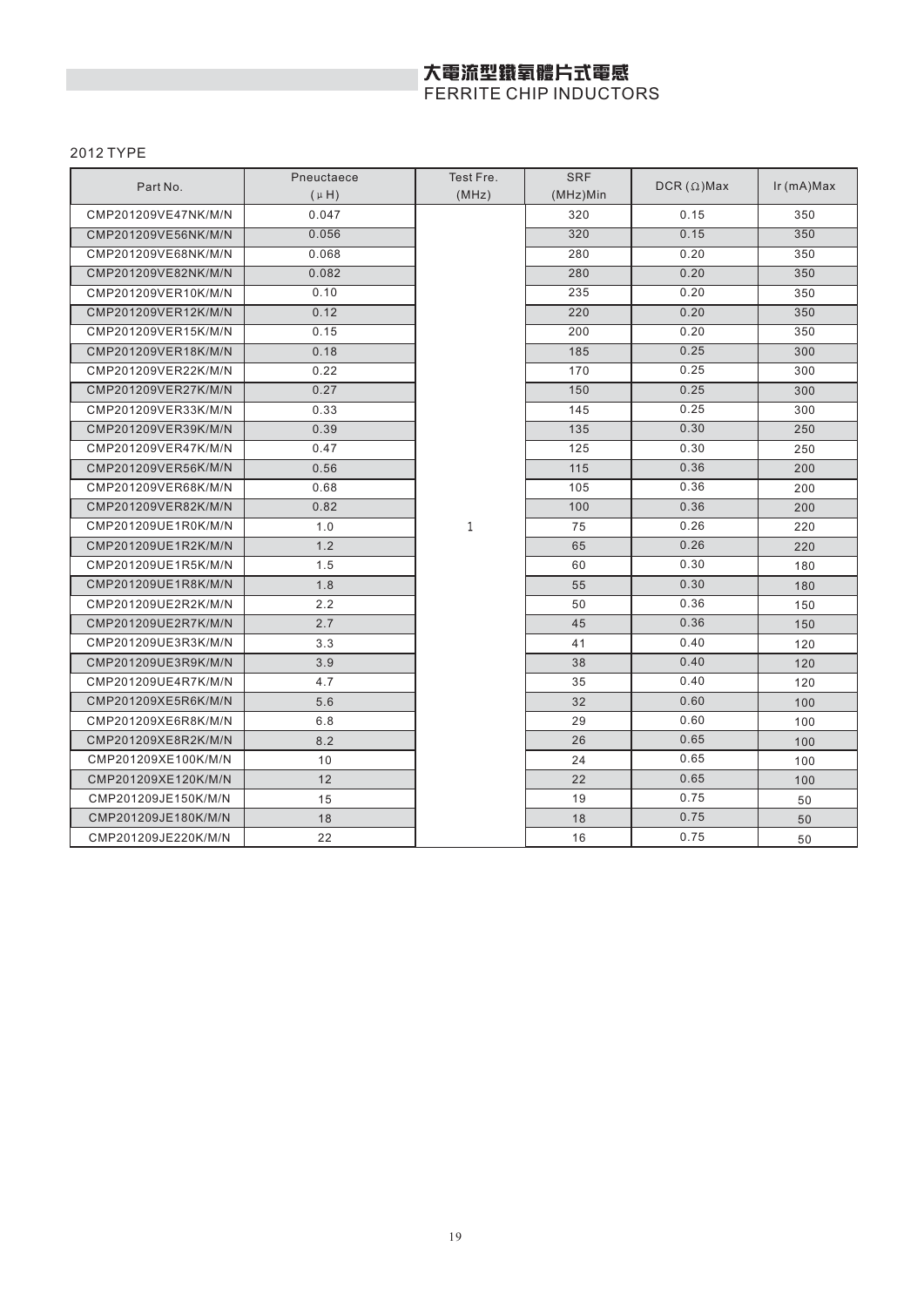# 大電流型鐵氧體片式電感
# FERRITE CHIP INDUCTORS

2012 TYPE

| Part No. | Pneuctaece ($\mu$ H) | Test Fre. (MHz) | SRF (MHz)Min | DCR ($\Omega$)Max | Ir (mA)Max |
|---|---|---|---|---|---|
| CMP201209VE47NK/M/N | 0.047 | 1 | 320 | 0.15 | 350 |
| CMP201209VE56NK/M/N | 0.056 | | 320 | 0.15 | 350 |
| CMP201209VE68NK/M/N | 0.068 | | 280 | 0.20 | 350 |
| CMP201209VE82NK/M/N | 0.082 | | 280 | 0.20 | 350 |
| CMP201209VER10K/M/N | 0.10 | | 235 | 0.20 | 350 |
| CMP201209VER12K/M/N | 0.12 | | 220 | 0.20 | 350 |
| CMP201209VER15K/M/N | 0.15 | | 200 | 0.20 | 350 |
| CMP201209VER18K/M/N | 0.18 | | 185 | 0.25 | 300 |
| CMP201209VER22K/M/N | 0.22 | | 170 | 0.25 | 300 |
| CMP201209VER27K/M/N | 0.27 | | 150 | 0.25 | 300 |
| CMP201209VER33K/M/N | 0.33 | | 145 | 0.25 | 300 |
| CMP201209VER39K/M/N | 0.39 | | 135 | 0.30 | 250 |
| CMP201209VER47K/M/N | 0.47 | | 125 | 0.30 | 250 |
| CMP201209VER56K/M/N | 0.56 | | 115 | 0.36 | 200 |
| CMP201209VER68K/M/N | 0.68 | | 105 | 0.36 | 200 |
| CMP201209VER82K/M/N | 0.82 | | 100 | 0.36 | 200 |
| CMP201209UE1R0K/M/N | 1.0 | | 75 | 0.26 | 220 |
| CMP201209UE1R2K/M/N | 1.2 | | 65 | 0.26 | 220 |
| CMP201209UE1R5K/M/N | 1.5 | | 60 | 0.30 | 180 |
| CMP201209UE1R8K/M/N | 1.8 | | 55 | 0.30 | 180 |
| CMP201209UE2R2K/M/N | 2.2 | | 50 | 0.36 | 150 |
| CMP201209UE2R7K/M/N | 2.7 | | 45 | 0.36 | 150 |
| CMP201209UE3R3K/M/N | 3.3 | | 41 | 0.40 | 120 |
| CMP201209UE3R9K/M/N | 3.9 | | 38 | 0.40 | 120 |
| CMP201209UE4R7K/M/N | 4.7 | | 35 | 0.40 | 120 |
| CMP201209XE5R6K/M/N | 5.6 | | 32 | 0.60 | 100 |
| CMP201209XE6R8K/M/N | 6.8 | | 29 | 0.60 | 100 |
| CMP201209XE8R2K/M/N | 8.2 | | 26 | 0.65 | 100 |
| CMP201209XE100K/M/N | 10 | | 24 | 0.65 | 100 |
| CMP201209XE120K/M/N | 12 | | 22 | 0.65 | 100 |
| CMP201209JE150K/M/N | 15 | | 19 | 0.75 | 50 |
| CMP201209JE180K/M/N | 18 | | 18 | 0.75 | 50 |
| CMP201209JE220K/M/N | 22 | | 16 | 0.75 | 50 |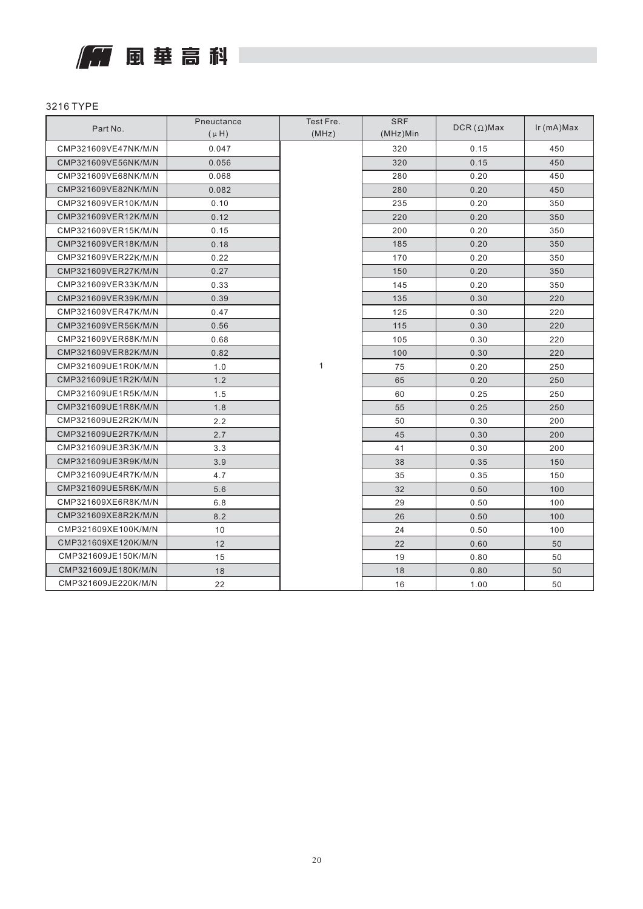3216 TYPE

| Part No. | Pneuctance (μH) | Test Fre. (MHz) | SRF (MHz)Min | DCR (Ω)Max | Ir (mA)Max |
|---|---|---|---|---|---|
| CMP321609VE47NK/M/N | 0.047 | 1 | 320 | 0.15 | 450 |
| CMP321609VE56NK/M/N | 0.056 | | 320 | 0.15 | 450 |
| CMP321609VE68NK/M/N | 0.068 | | 280 | 0.20 | 450 |
| CMP321609VE82NK/M/N | 0.082 | | 280 | 0.20 | 450 |
| CMP321609VER10K/M/N | 0.10 | | 235 | 0.20 | 350 |
| CMP321609VER12K/M/N | 0.12 | | 220 | 0.20 | 350 |
| CMP321609VER15K/M/N | 0.15 | | 200 | 0.20 | 350 |
| CMP321609VER18K/M/N | 0.18 | | 185 | 0.20 | 350 |
| CMP321609VER22K/M/N | 0.22 | | 170 | 0.20 | 350 |
| CMP321609VER27K/M/N | 0.27 | | 150 | 0.20 | 350 |
| CMP321609VER33K/M/N | 0.33 | | 145 | 0.20 | 350 |
| CMP321609VER39K/M/N | 0.39 | | 135 | 0.30 | 220 |
| CMP321609VER47K/M/N | 0.47 | | 125 | 0.30 | 220 |
| CMP321609VER56K/M/N | 0.56 | | 115 | 0.30 | 220 |
| CMP321609VER68K/M/N | 0.68 | | 105 | 0.30 | 220 |
| CMP321609VER82K/M/N | 0.82 | | 100 | 0.30 | 220 |
| CMP321609UE1R0K/M/N | 1.0 | | 75 | 0.20 | 250 |
| CMP321609UE1R2K/M/N | 1.2 | | 65 | 0.20 | 250 |
| CMP321609UE1R5K/M/N | 1.5 | | 60 | 0.25 | 250 |
| CMP321609UE1R8K/M/N | 1.8 | | 55 | 0.25 | 250 |
| CMP321609UE2R2K/M/N | 2.2 | | 50 | 0.30 | 200 |
| CMP321609UE2R7K/M/N | 2.7 | | 45 | 0.30 | 200 |
| CMP321609UE3R3K/M/N | 3.3 | | 41 | 0.30 | 200 |
| CMP321609UE3R9K/M/N | 3.9 | | 38 | 0.35 | 150 |
| CMP321609UE4R7K/M/N | 4.7 | | 35 | 0.35 | 150 |
| CMP321609UE5R6K/M/N | 5.6 | | 32 | 0.50 | 100 |
| CMP321609XE6R8K/M/N | 6.8 | | 29 | 0.50 | 100 |
| CMP321609XE8R2K/M/N | 8.2 | | 26 | 0.50 | 100 |
| CMP321609XE100K/M/N | 10 | | 24 | 0.50 | 100 |
| CMP321609XE120K/M/N | 12 | | 22 | 0.60 | 50 |
| CMP321609JE150K/M/N | 15 | | 19 | 0.80 | 50 |
| CMP321609JE180K/M/N | 18 | | 18 | 0.80 | 50 |
| CMP321609JE220K/M/N | 22 | | 16 | 1.00 | 50 |